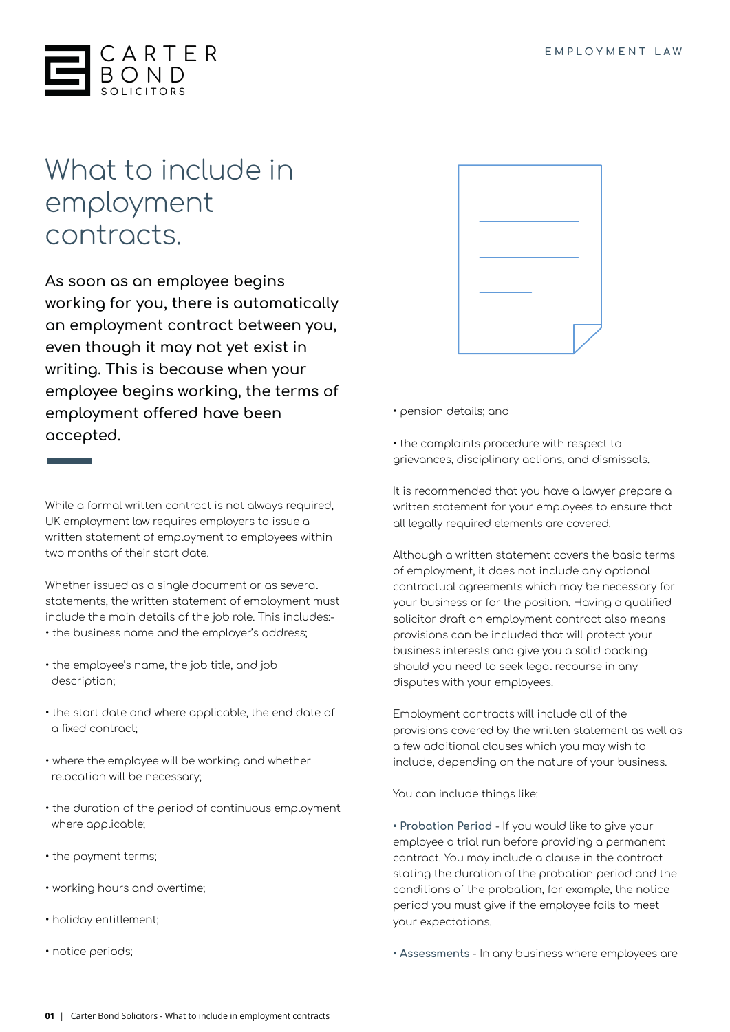# What to include in employment contracts.

**As soon as an employee begins working for you, there is automatically an employment contract between you, even though it may not yet exist in writing. This is because when your employee begins working, the terms of employment offered have been accepted.**

While a formal written contract is not always required, UK employment law requires employers to issue a written statement of employment to employees within two months of their start date.

Whether issued as a single document or as several statements, the written statement of employment must include the main details of the job role. This includes:-

- the business name and the employer's address;
- the employee's name, the job title, and job description;
- the start date and where applicable, the end date of a fixed contract;
- where the employee will be working and whether relocation will be necessary;
- the duration of the period of continuous employment where applicable;
- the payment terms;
- working hours and overtime;
- holiday entitlement;
- notice periods;
- pension details; and
- the complaints procedure with respect to grievances, disciplinary actions, and dismissals.

It is recommended that you have a lawyer prepare a written statement for your employees to ensure that all legally required elements are covered.

Although a written statement covers the basic terms of employment, it does not include any optional contractual agreements which may be necessary for your business or for the position. Having a qualified solicitor draft an employment contract also means provisions can be included that will protect your business interests and give you a solid backing should you need to seek legal recourse in any disputes with your employees.

Employment contracts will include all of the provisions covered by the written statement as well as a few additional clauses which you may wish to include, depending on the nature of your business.

You can include things like:

- **Probation Period** - If you would like to give your employee a trial run before providing a permanent contract. You may include a clause in the contract stating the duration of the probation period and the conditions of the probation, for example, the notice period you must give if the employee fails to meet your expectations.
- **Assessments** - In any business where employees are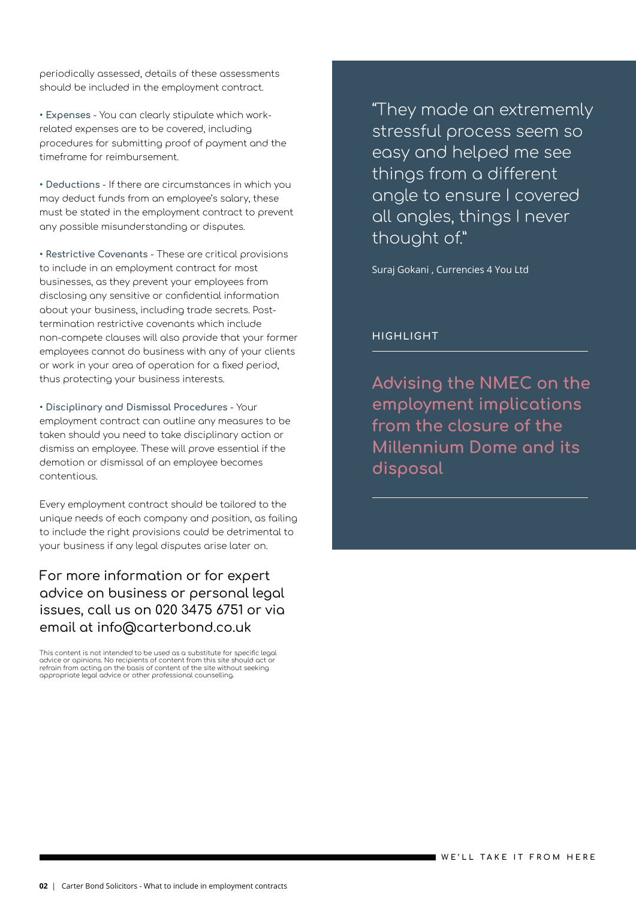periodically assessed, details of these assessments should be included in the employment contract.

- **Expenses** - You can clearly stipulate which work-related expenses are to be covered, including procedures for submitting proof of payment and the timeframe for reimbursement.

- **Deductions** - If there are circumstances in which you may deduct funds from an employee's salary, these must be stated in the employment contract to prevent any possible misunderstanding or disputes.

- **Restrictive Covenants** - These are critical provisions to include in an employment contract for most businesses, as they prevent your employees from disclosing any sensitive or confidential information about your business, including trade secrets. Post-termination restrictive covenants which include non-compete clauses will also provide that your former employees cannot do business with any of your clients or work in your area of operation for a fixed period, thus protecting your business interests.

- **Disciplinary and Dismissal Procedures** - Your employment contract can outline any measures to be taken should you need to take disciplinary action or dismiss an employee. These will prove essential if the demotion or dismissal of an employee becomes contentious.

Every employment contract should be tailored to the unique needs of each company and position, as failing to include the right provisions could be detrimental to your business if any legal disputes arise later on.

### For more information or for expert advice on business or personal legal issues, call us on 020 3475 6751 or via email at info@carterbond.co.uk

This content is not intended to be used as a substitute for specific legal advice or opinions. No recipients of content from this site should act or refrain from acting on the basis of content of the site without seeking appropriate legal advice or other professional counselling.

> "They made an extrememly stressful process seem so easy and helped me see things from a different angle to ensure I covered all angles, things I never thought of."
>
> Suraj Gokani , Currencies 4 You Ltd

**HIGHLIGHT**

**Advising the NMEC on the employment implications from the closure of the Millennium Dome and its disposal**

WE'LL TAKE IT FROM HERE